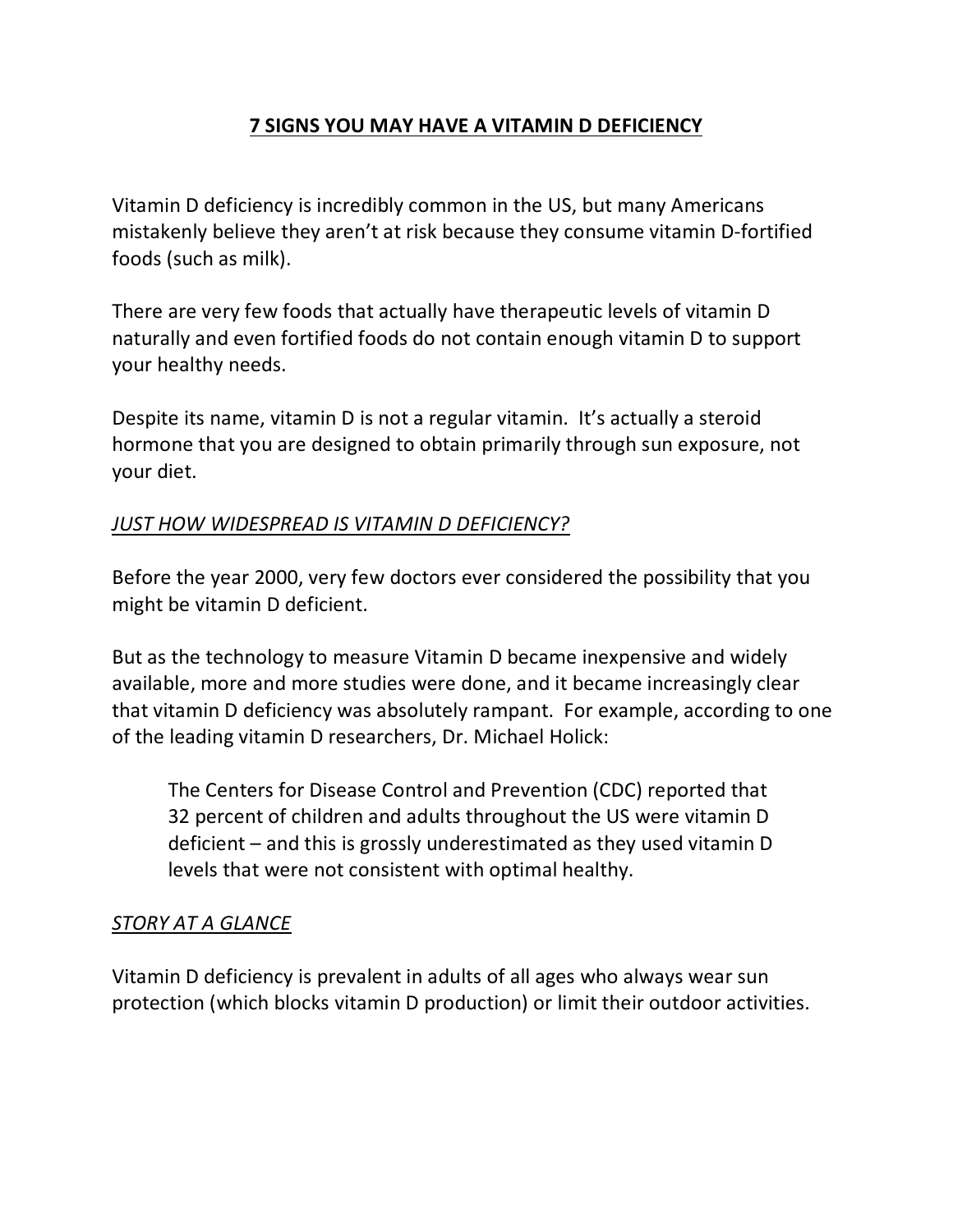# 7 SIGNS YOU MAY HAVE A VITAMIN D DEFICIENCY

Vitamin D deficiency is incredibly common in the US, but many Americans mistakenly believe they aren't at risk because they consume vitamin D-fortified foods (such as milk).

There are very few foods that actually have therapeutic levels of vitamin D naturally and even fortified foods do not contain enough vitamin D to support your healthy needs.

Despite its name, vitamin D is not a regular vitamin. It's actually a steroid hormone that you are designed to obtain primarily through sun exposure, not your diet.

## *JUST HOW WIDESPREAD IS VITAMIN D DEFICIENCY?*

Before the year 2000, very few doctors ever considered the possibility that you might be vitamin D deficient.

But as the technology to measure Vitamin D became inexpensive and widely available, more and more studies were done, and it became increasingly clear that vitamin D deficiency was absolutely rampant. For example, according to one of the leading vitamin D researchers, Dr. Michael Holick:

> The Centers for Disease Control and Prevention (CDC) reported that 32 percent of children and adults throughout the US were vitamin D deficient – and this is grossly underestimated as they used vitamin D levels that were not consistent with optimal healthy.

## *STORY AT A GLANCE*

Vitamin D deficiency is prevalent in adults of all ages who always wear sun protection (which blocks vitamin D production) or limit their outdoor activities.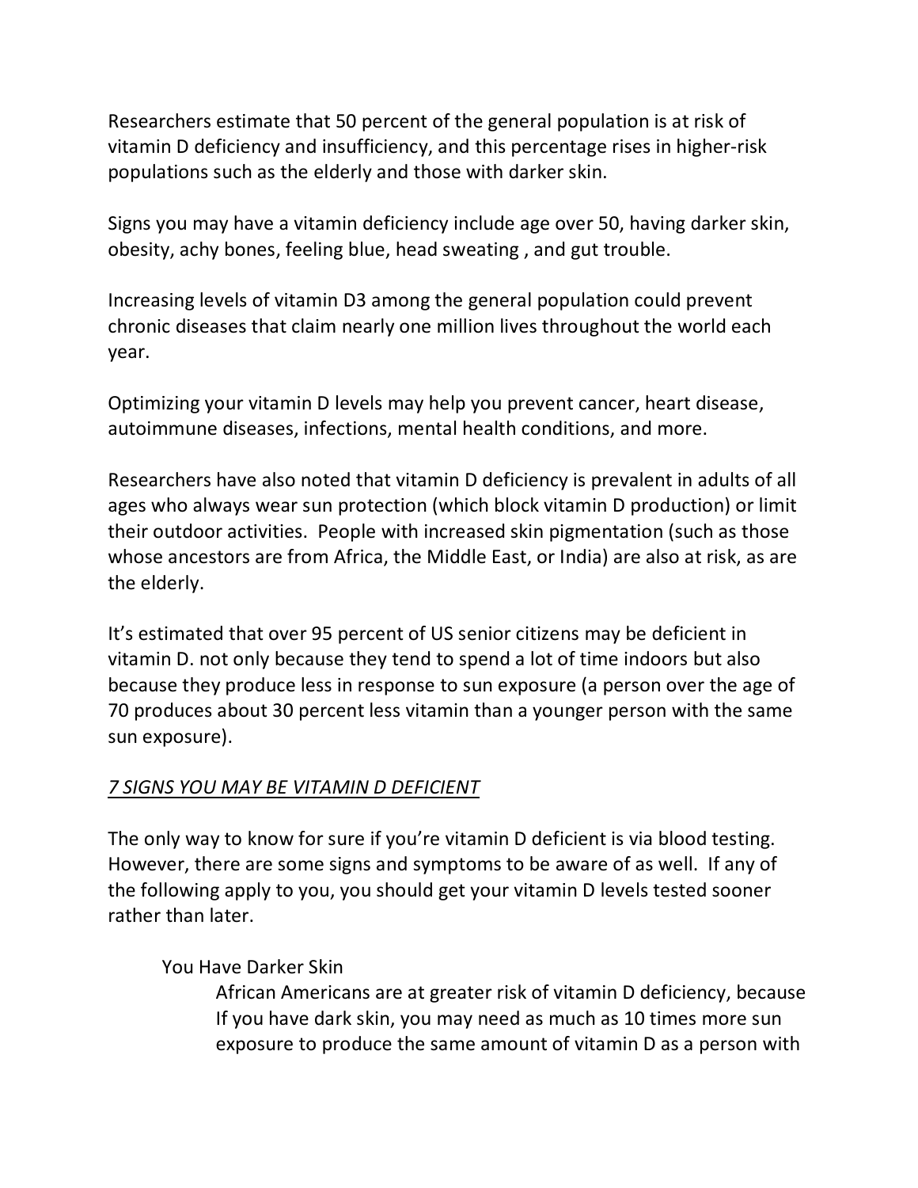Researchers estimate that 50 percent of the general population is at risk of vitamin D deficiency and insufficiency, and this percentage rises in higher-risk populations such as the elderly and those with darker skin.

Signs you may have a vitamin deficiency include age over 50, having darker skin, obesity, achy bones, feeling blue, head sweating , and gut trouble.

Increasing levels of vitamin D3 among the general population could prevent chronic diseases that claim nearly one million lives throughout the world each year.

Optimizing your vitamin D levels may help you prevent cancer, heart disease, autoimmune diseases, infections, mental health conditions, and more.

Researchers have also noted that vitamin D deficiency is prevalent in adults of all ages who always wear sun protection (which block vitamin D production) or limit their outdoor activities. People with increased skin pigmentation (such as those whose ancestors are from Africa, the Middle East, or India) are also at risk, as are the elderly.

It's estimated that over 95 percent of US senior citizens may be deficient in vitamin D. not only because they tend to spend a lot of time indoors but also because they produce less in response to sun exposure (a person over the age of 70 produces about 30 percent less vitamin than a younger person with the same sun exposure).

*<u>7 SIGNS YOU MAY BE VITAMIN D DEFICIENT</u>*

The only way to know for sure if you're vitamin D deficient is via blood testing. However, there are some signs and symptoms to be aware of as well. If any of the following apply to you, you should get your vitamin D levels tested sooner rather than later.

You Have Darker Skin

African Americans are at greater risk of vitamin D deficiency, because If you have dark skin, you may need as much as 10 times more sun exposure to produce the same amount of vitamin D as a person with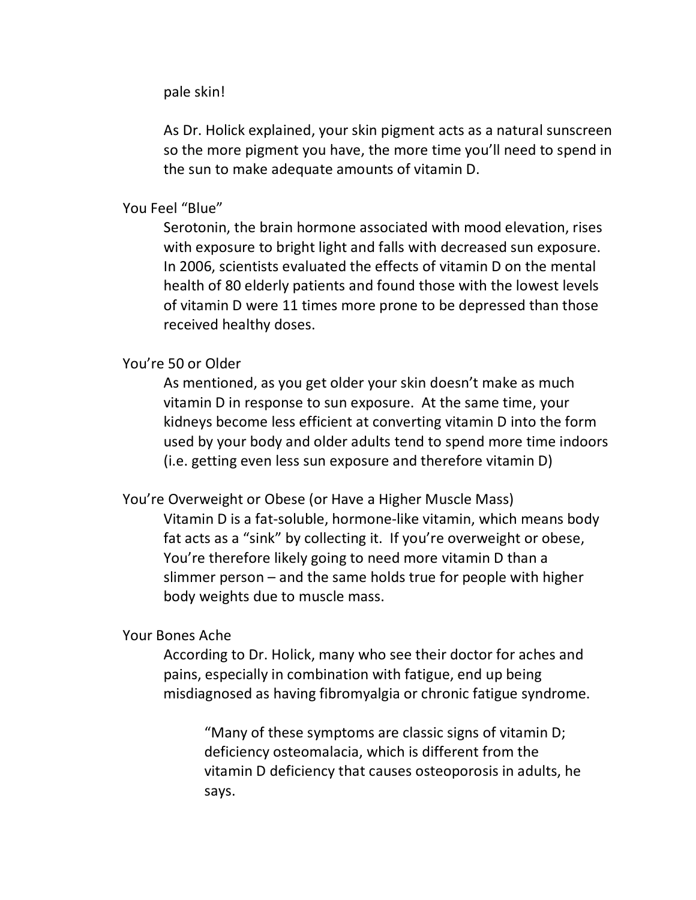pale skin!

As Dr. Holick explained, your skin pigment acts as a natural sunscreen so the more pigment you have, the more time you'll need to spend in the sun to make adequate amounts of vitamin D.

### You Feel "Blue"

Serotonin, the brain hormone associated with mood elevation, rises with exposure to bright light and falls with decreased sun exposure. In 2006, scientists evaluated the effects of vitamin D on the mental health of 80 elderly patients and found those with the lowest levels of vitamin D were 11 times more prone to be depressed than those received healthy doses.

### You're 50 or Older

As mentioned, as you get older your skin doesn't make as much vitamin D in response to sun exposure. At the same time, your kidneys become less efficient at converting vitamin D into the form used by your body and older adults tend to spend more time indoors (i.e. getting even less sun exposure and therefore vitamin D)

### You're Overweight or Obese (or Have a Higher Muscle Mass)

Vitamin D is a fat-soluble, hormone-like vitamin, which means body fat acts as a "sink" by collecting it. If you're overweight or obese, You're therefore likely going to need more vitamin D than a slimmer person – and the same holds true for people with higher body weights due to muscle mass.

### Your Bones Ache

According to Dr. Holick, many who see their doctor for aches and pains, especially in combination with fatigue, end up being misdiagnosed as having fibromyalgia or chronic fatigue syndrome.

> "Many of these symptoms are classic signs of vitamin D; deficiency osteomalacia, which is different from the vitamin D deficiency that causes osteoporosis in adults, he says.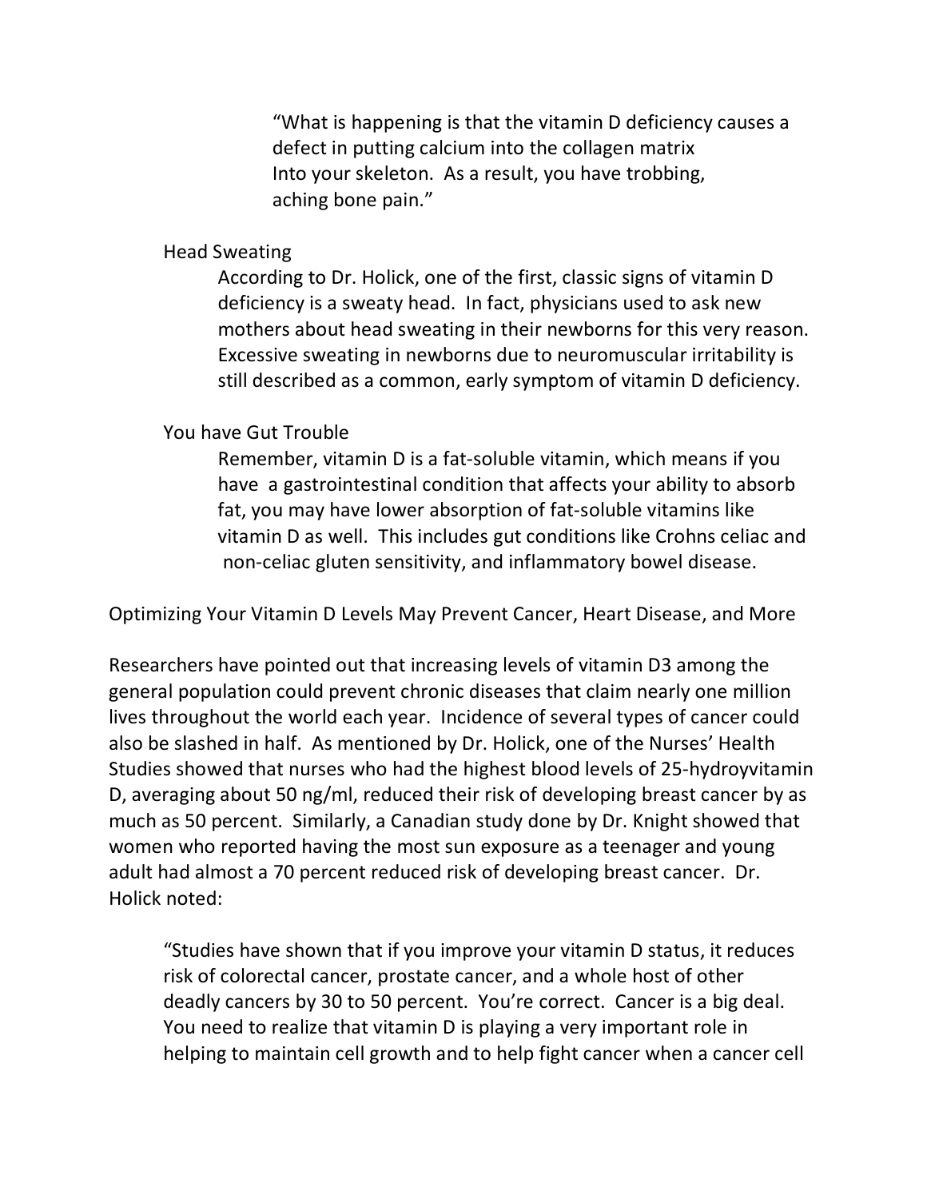> "What is happening is that the vitamin D deficiency causes a defect in putting calcium into the collagen matrix Into your skeleton. As a result, you have trobbing, aching bone pain."

### Head Sweating

According to Dr. Holick, one of the first, classic signs of vitamin D deficiency is a sweaty head. In fact, physicians used to ask new mothers about head sweating in their newborns for this very reason. Excessive sweating in newborns due to neuromuscular irritability is still described as a common, early symptom of vitamin D deficiency.

### You have Gut Trouble

Remember, vitamin D is a fat-soluble vitamin, which means if you have a gastrointestinal condition that affects your ability to absorb fat, you may have lower absorption of fat-soluble vitamins like vitamin D as well. This includes gut conditions like Crohns celiac and non-celiac gluten sensitivity, and inflammatory bowel disease.

## Optimizing Your Vitamin D Levels May Prevent Cancer, Heart Disease, and More

Researchers have pointed out that increasing levels of vitamin D3 among the general population could prevent chronic diseases that claim nearly one million lives throughout the world each year. Incidence of several types of cancer could also be slashed in half. As mentioned by Dr. Holick, one of the Nurses' Health Studies showed that nurses who had the highest blood levels of 25-hydroyvitamin D, averaging about 50 ng/ml, reduced their risk of developing breast cancer by as much as 50 percent. Similarly, a Canadian study done by Dr. Knight showed that women who reported having the most sun exposure as a teenager and young adult had almost a 70 percent reduced risk of developing breast cancer. Dr. Holick noted:

> "Studies have shown that if you improve your vitamin D status, it reduces risk of colorectal cancer, prostate cancer, and a whole host of other deadly cancers by 30 to 50 percent. You're correct. Cancer is a big deal. You need to realize that vitamin D is playing a very important role in helping to maintain cell growth and to help fight cancer when a cancer cell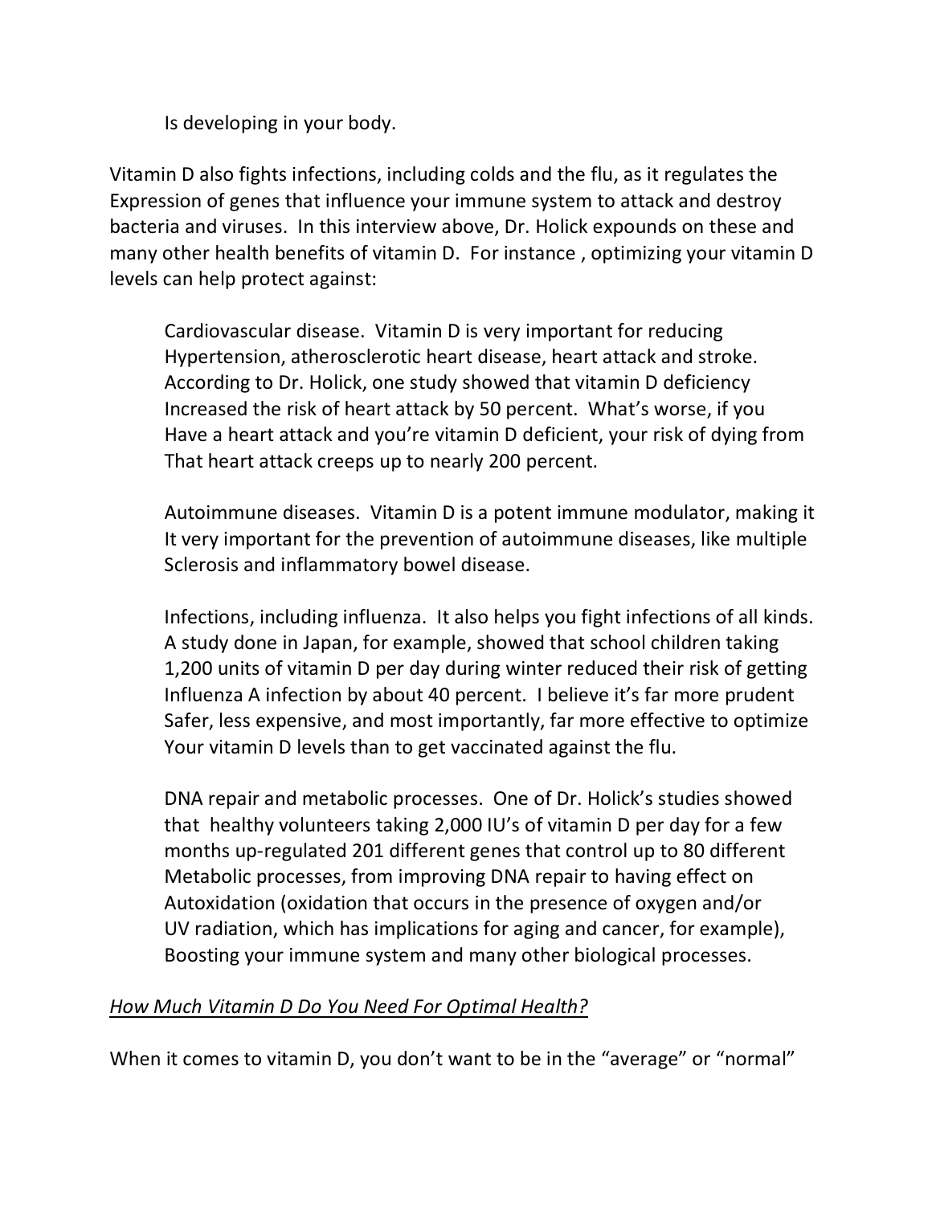Is developing in your body.

Vitamin D also fights infections, including colds and the flu, as it regulates the Expression of genes that influence your immune system to attack and destroy bacteria and viruses. In this interview above, Dr. Holick expounds on these and many other health benefits of vitamin D. For instance , optimizing your vitamin D levels can help protect against:

> Cardiovascular disease. Vitamin D is very important for reducing Hypertension, atherosclerotic heart disease, heart attack and stroke. According to Dr. Holick, one study showed that vitamin D deficiency Increased the risk of heart attack by 50 percent. What's worse, if you Have a heart attack and you're vitamin D deficient, your risk of dying from That heart attack creeps up to nearly 200 percent.
>
> Autoimmune diseases. Vitamin D is a potent immune modulator, making it It very important for the prevention of autoimmune diseases, like multiple Sclerosis and inflammatory bowel disease.
>
> Infections, including influenza. It also helps you fight infections of all kinds. A study done in Japan, for example, showed that school children taking 1,200 units of vitamin D per day during winter reduced their risk of getting Influenza A infection by about 40 percent. I believe it's far more prudent Safer, less expensive, and most importantly, far more effective to optimize Your vitamin D levels than to get vaccinated against the flu.
>
> DNA repair and metabolic processes. One of Dr. Holick's studies showed that healthy volunteers taking 2,000 IU's of vitamin D per day for a few months up-regulated 201 different genes that control up to 80 different Metabolic processes, from improving DNA repair to having effect on Autoxidation (oxidation that occurs in the presence of oxygen and/or UV radiation, which has implications for aging and cancer, for example), Boosting your immune system and many other biological processes.

*How Much Vitamin D Do You Need For Optimal Health?*

When it comes to vitamin D, you don't want to be in the "average" or "normal"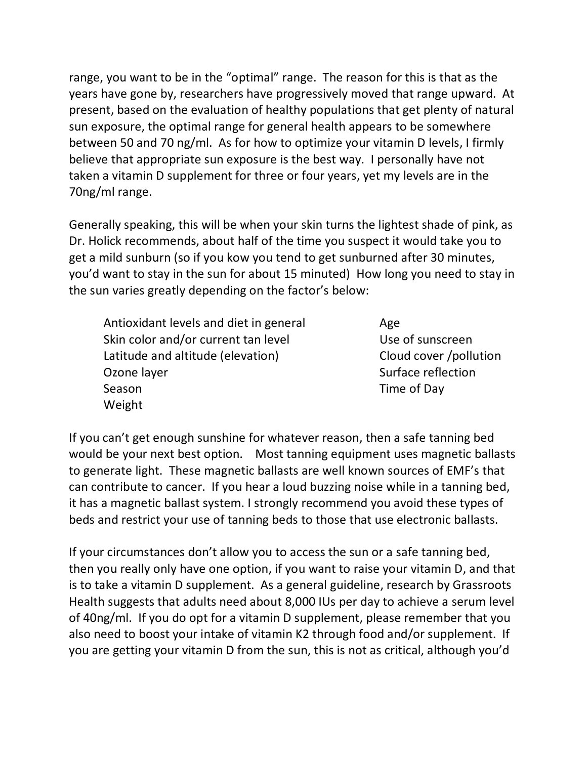range, you want to be in the "optimal" range. The reason for this is that as the years have gone by, researchers have progressively moved that range upward. At present, based on the evaluation of healthy populations that get plenty of natural sun exposure, the optimal range for general health appears to be somewhere between 50 and 70 ng/ml. As for how to optimize your vitamin D levels, I firmly believe that appropriate sun exposure is the best way. I personally have not taken a vitamin D supplement for three or four years, yet my levels are in the 70ng/ml range.

Generally speaking, this will be when your skin turns the lightest shade of pink, as Dr. Holick recommends, about half of the time you suspect it would take you to get a mild sunburn (so if you kow you tend to get sunburned after 30 minutes, you'd want to stay in the sun for about 15 minuted) How long you need to stay in the sun varies greatly depending on the factor's below:

- Antioxidant levels and diet in general
- Skin color and/or current tan level
- Latitude and altitude (elevation)
- Ozone layer
- Season
- Weight
- Age
- Use of sunscreen
- Cloud cover /pollution
- Surface reflection
- Time of Day

If you can't get enough sunshine for whatever reason, then a safe tanning bed would be your next best option. Most tanning equipment uses magnetic ballasts to generate light. These magnetic ballasts are well known sources of EMF's that can contribute to cancer. If you hear a loud buzzing noise while in a tanning bed, it has a magnetic ballast system. I strongly recommend you avoid these types of beds and restrict your use of tanning beds to those that use electronic ballasts.

If your circumstances don't allow you to access the sun or a safe tanning bed, then you really only have one option, if you want to raise your vitamin D, and that is to take a vitamin D supplement. As a general guideline, research by Grassroots Health suggests that adults need about 8,000 IUs per day to achieve a serum level of 40ng/ml. If you do opt for a vitamin D supplement, please remember that you also need to boost your intake of vitamin K2 through food and/or supplement. If you are getting your vitamin D from the sun, this is not as critical, although you'd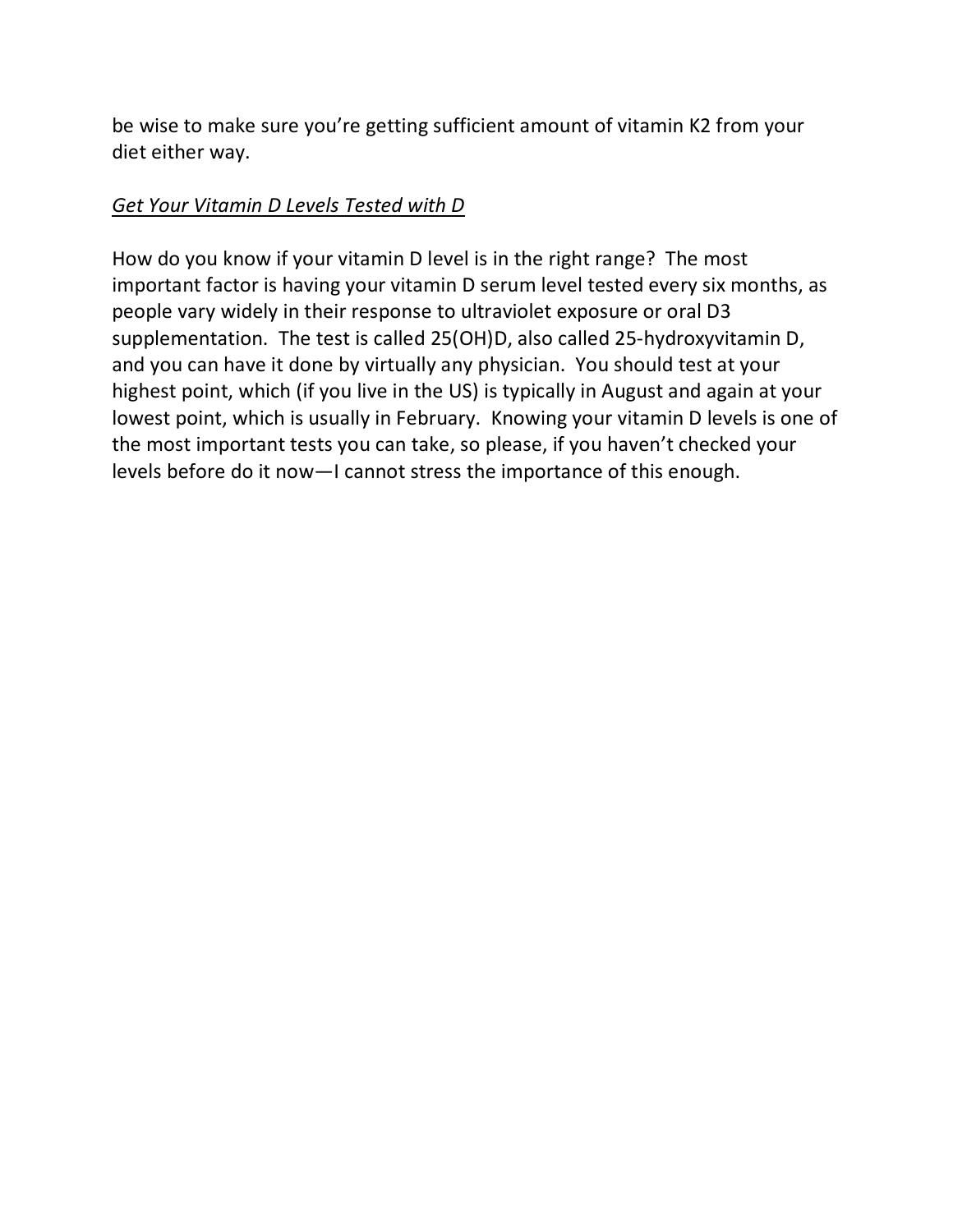be wise to make sure you're getting sufficient amount of vitamin K2 from your diet either way.

*Get Your Vitamin D Levels Tested with D*

How do you know if your vitamin D level is in the right range? The most important factor is having your vitamin D serum level tested every six months, as people vary widely in their response to ultraviolet exposure or oral D3 supplementation. The test is called 25(OH)D, also called 25-hydroxyvitamin D, and you can have it done by virtually any physician. You should test at your highest point, which (if you live in the US) is typically in August and again at your lowest point, which is usually in February. Knowing your vitamin D levels is one of the most important tests you can take, so please, if you haven't checked your levels before do it now—I cannot stress the importance of this enough.